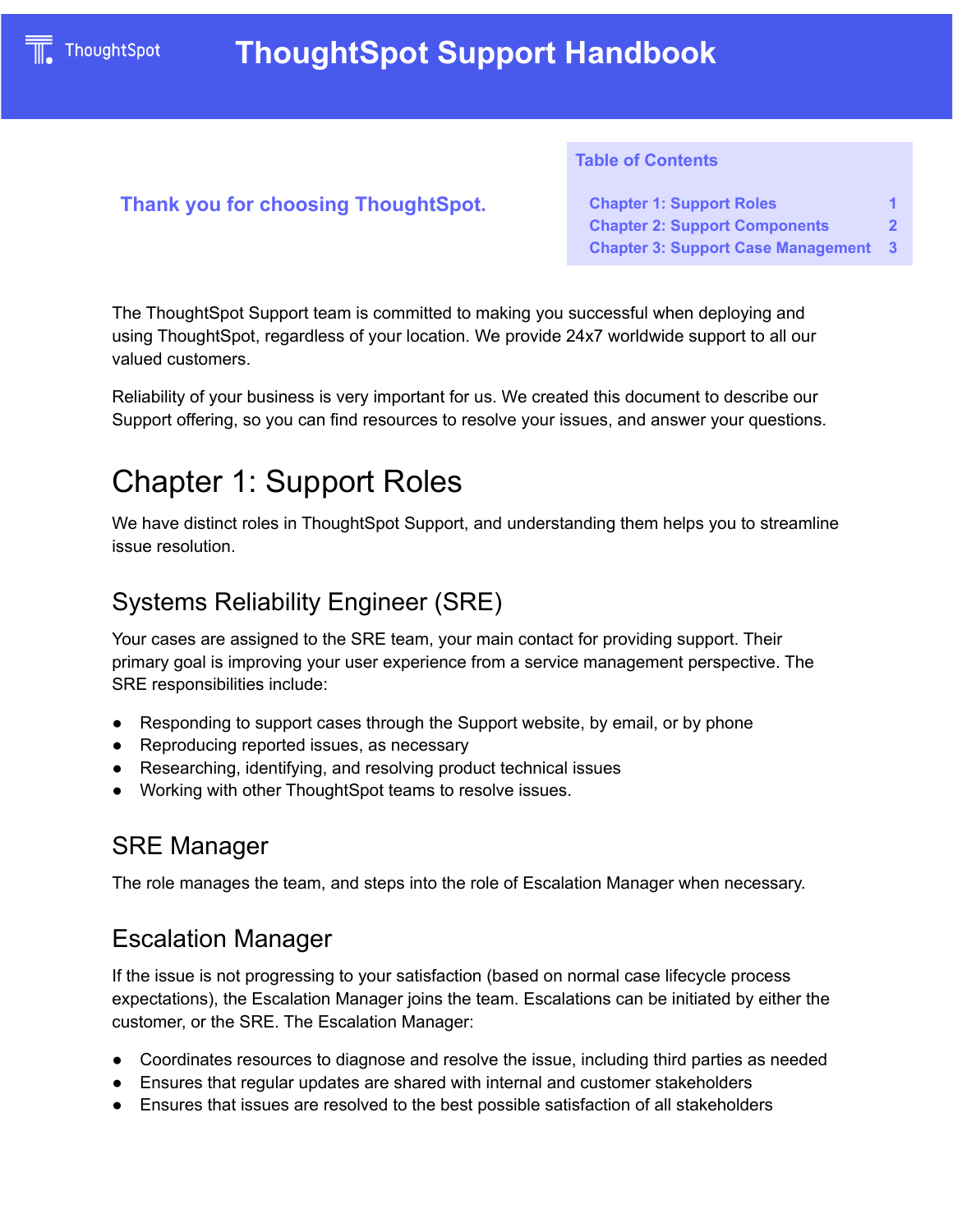# ThoughtSpot Support Handbook

**Thank you for choosing ThoughtSpot.**

**Table of Contents**

| | |
|---|---|
| Chapter 1: Support Roles | 1 |
| Chapter 2: Support Components | 2 |
| Chapter 3: Support Case Management | 3 |

The ThoughtSpot Support team is committed to making you successful when deploying and using ThoughtSpot, regardless of your location. We provide 24x7 worldwide support to all our valued customers.

Reliability of your business is very important for us. We created this document to describe our Support offering, so you can find resources to resolve your issues, and answer your questions.

## Chapter 1: Support Roles

We have distinct roles in ThoughtSpot Support, and understanding them helps you to streamline issue resolution.

### Systems Reliability Engineer (SRE)

Your cases are assigned to the SRE team, your main contact for providing support. Their primary goal is improving your user experience from a service management perspective. The SRE responsibilities include:

- Responding to support cases through the Support website, by email, or by phone
- Reproducing reported issues, as necessary
- Researching, identifying, and resolving product technical issues
- Working with other ThoughtSpot teams to resolve issues.

### SRE Manager

The role manages the team, and steps into the role of Escalation Manager when necessary.

### Escalation Manager

If the issue is not progressing to your satisfaction (based on normal case lifecycle process expectations), the Escalation Manager joins the team. Escalations can be initiated by either the customer, or the SRE. The Escalation Manager:

- Coordinates resources to diagnose and resolve the issue, including third parties as needed
- Ensures that regular updates are shared with internal and customer stakeholders
- Ensures that issues are resolved to the best possible satisfaction of all stakeholders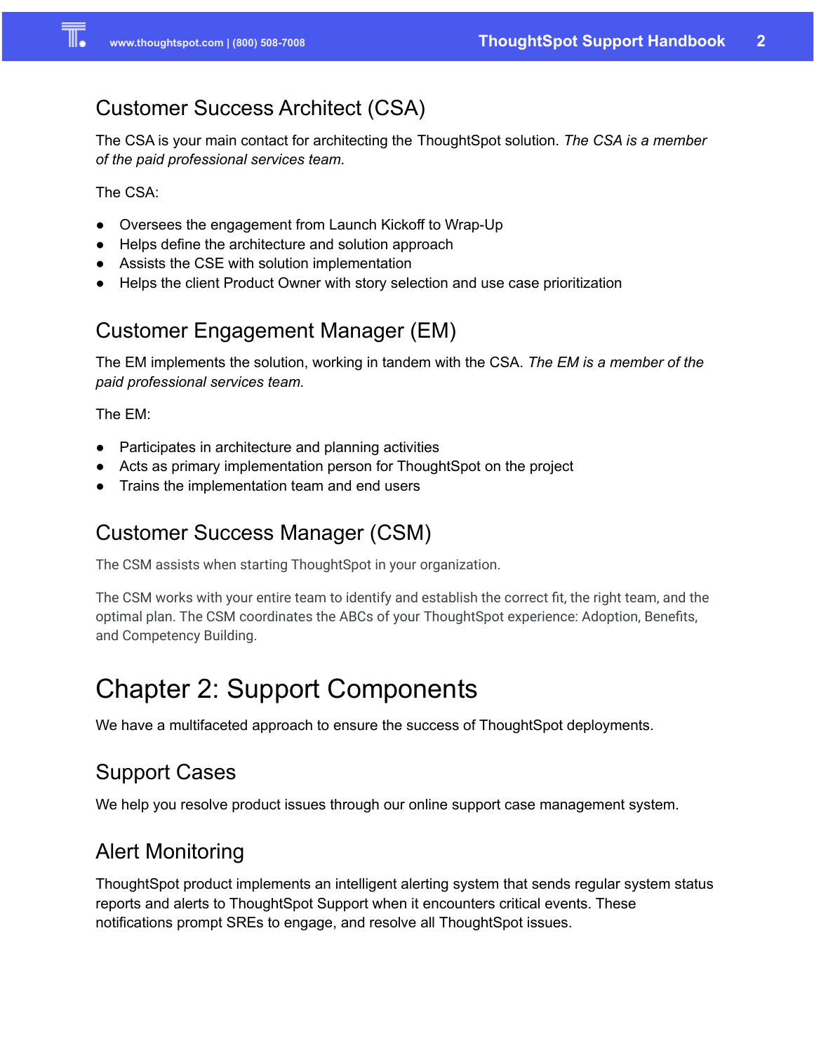## Customer Success Architect (CSA)

The CSA is your main contact for architecting the ThoughtSpot solution. *The CSA is a member of the paid professional services team.*

The CSA:

- Oversees the engagement from Launch Kickoff to Wrap-Up
- Helps define the architecture and solution approach
- Assists the CSE with solution implementation
- Helps the client Product Owner with story selection and use case prioritization

## Customer Engagement Manager (EM)

The EM implements the solution, working in tandem with the CSA. *The EM is a member of the paid professional services team.*

The EM:

- Participates in architecture and planning activities
- Acts as primary implementation person for ThoughtSpot on the project
- Trains the implementation team and end users

## Customer Success Manager (CSM)

The CSM assists when starting ThoughtSpot in your organization.

The CSM works with your entire team to identify and establish the correct fit, the right team, and the optimal plan. The CSM coordinates the ABCs of your ThoughtSpot experience: Adoption, Benefits, and Competency Building.

# Chapter 2: Support Components

We have a multifaceted approach to ensure the success of ThoughtSpot deployments.

## Support Cases

We help you resolve product issues through our online support case management system.

## Alert Monitoring

ThoughtSpot product implements an intelligent alerting system that sends regular system status reports and alerts to ThoughtSpot Support when it encounters critical events. These notifications prompt SREs to engage, and resolve all ThoughtSpot issues.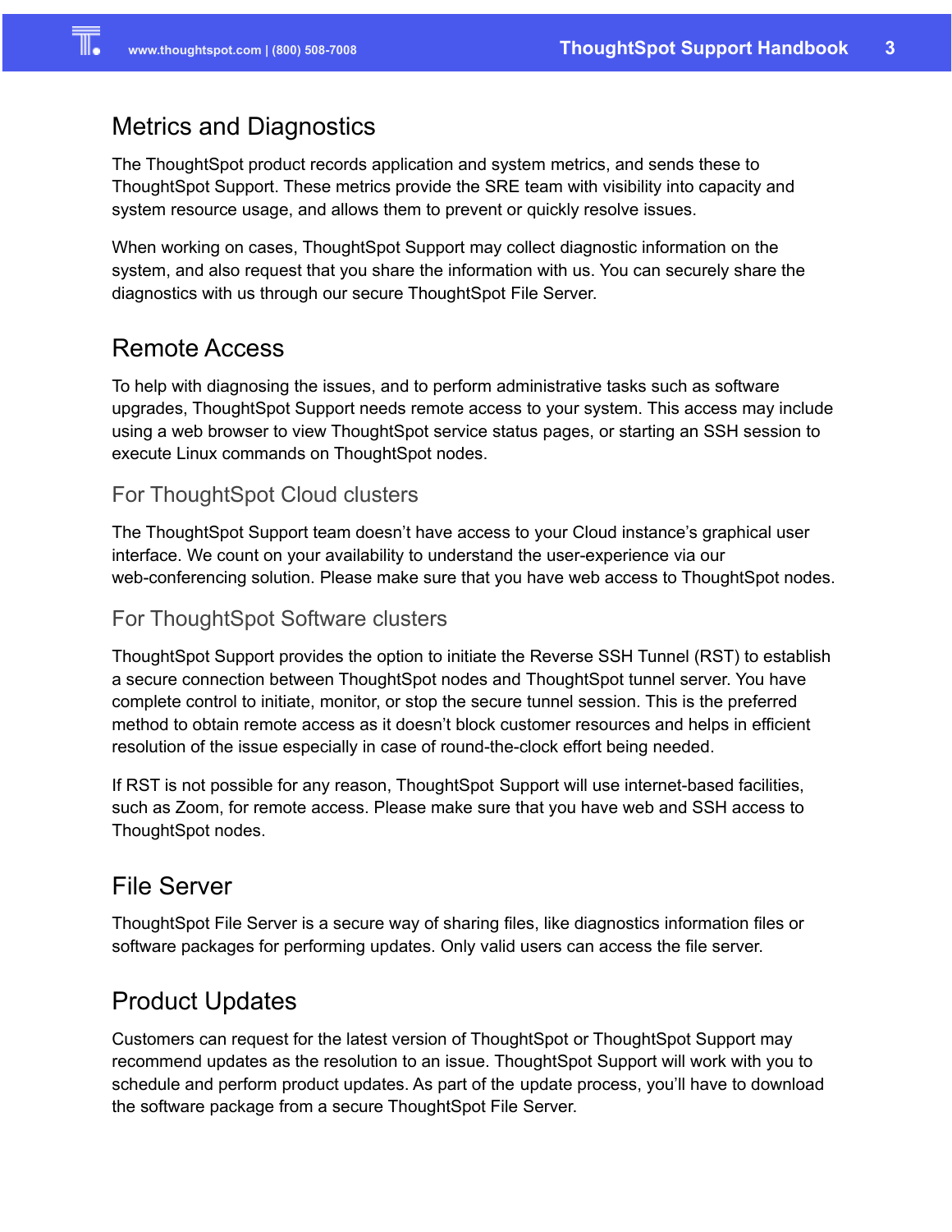## Metrics and Diagnostics

The ThoughtSpot product records application and system metrics, and sends these to ThoughtSpot Support. These metrics provide the SRE team with visibility into capacity and system resource usage, and allows them to prevent or quickly resolve issues.

When working on cases, ThoughtSpot Support may collect diagnostic information on the system, and also request that you share the information with us. You can securely share the diagnostics with us through our secure ThoughtSpot File Server.

## Remote Access

To help with diagnosing the issues, and to perform administrative tasks such as software upgrades, ThoughtSpot Support needs remote access to your system. This access may include using a web browser to view ThoughtSpot service status pages, or starting an SSH session to execute Linux commands on ThoughtSpot nodes.

### For ThoughtSpot Cloud clusters

The ThoughtSpot Support team doesn't have access to your Cloud instance's graphical user interface. We count on your availability to understand the user-experience via our web-conferencing solution. Please make sure that you have web access to ThoughtSpot nodes.

### For ThoughtSpot Software clusters

ThoughtSpot Support provides the option to initiate the Reverse SSH Tunnel (RST) to establish a secure connection between ThoughtSpot nodes and ThoughtSpot tunnel server. You have complete control to initiate, monitor, or stop the secure tunnel session. This is the preferred method to obtain remote access as it doesn't block customer resources and helps in efficient resolution of the issue especially in case of round-the-clock effort being needed.

If RST is not possible for any reason, ThoughtSpot Support will use internet-based facilities, such as Zoom, for remote access. Please make sure that you have web and SSH access to ThoughtSpot nodes.

## File Server

ThoughtSpot File Server is a secure way of sharing files, like diagnostics information files or software packages for performing updates. Only valid users can access the file server.

## Product Updates

Customers can request for the latest version of ThoughtSpot or ThoughtSpot Support may recommend updates as the resolution to an issue. ThoughtSpot Support will work with you to schedule and perform product updates. As part of the update process, you'll have to download the software package from a secure ThoughtSpot File Server.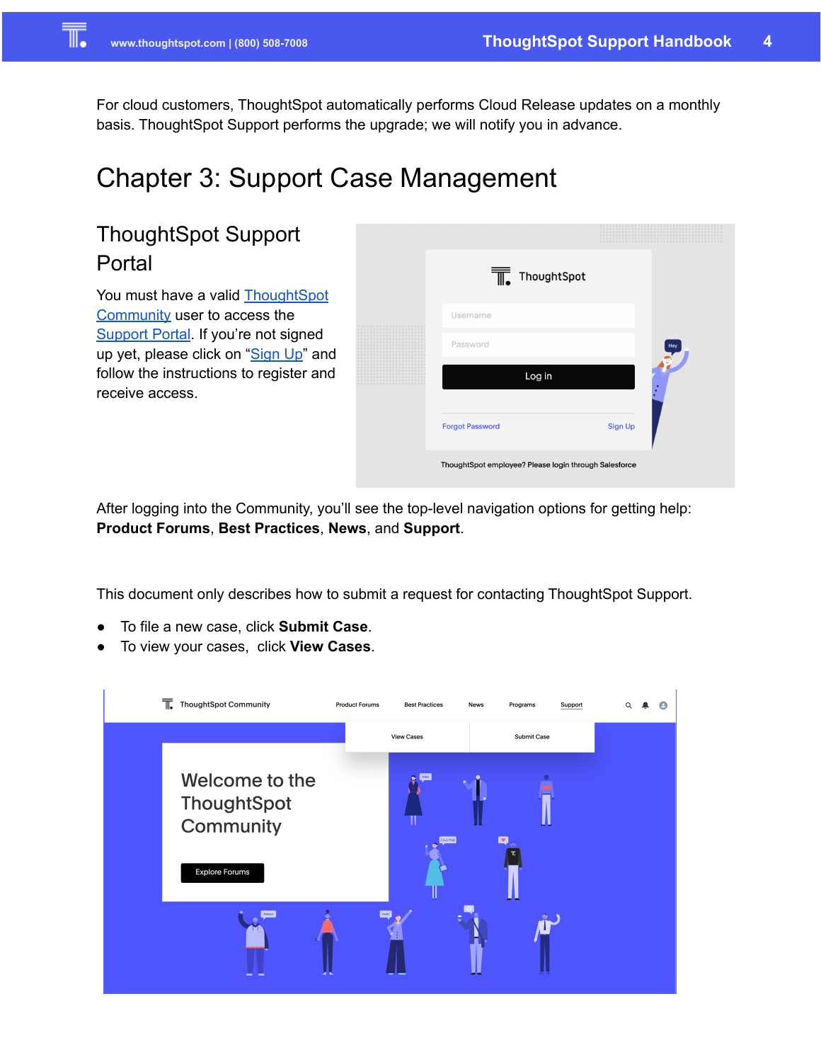For cloud customers, ThoughtSpot automatically performs Cloud Release updates on a monthly basis. ThoughtSpot Support performs the upgrade; we will notify you in advance.

# Chapter 3: Support Case Management

## ThoughtSpot Support Portal

You must have a valid ThoughtSpot Community user to access the Support Portal. If you're not signed up yet, please click on "Sign Up" and follow the instructions to register and receive access.

After logging into the Community, you'll see the top-level navigation options for getting help: **Product Forums**, **Best Practices**, **News**, and **Support**.

This document only describes how to submit a request for contacting ThoughtSpot Support.

- To file a new case, click **Submit Case**.
- To view your cases, click **View Cases**.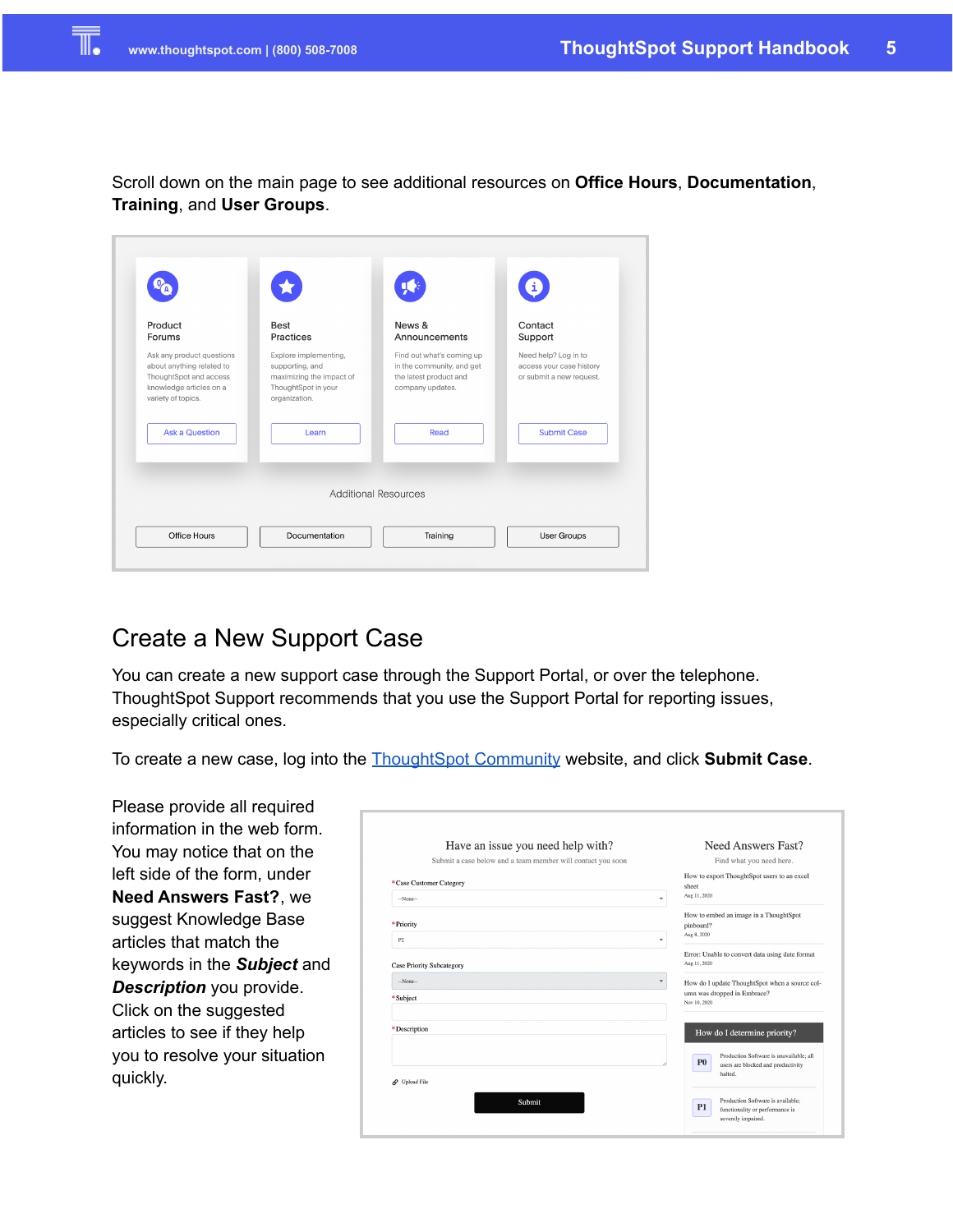Scroll down on the main page to see additional resources on **Office Hours**, **Documentation**, **Training**, and **User Groups**.

## Create a New Support Case

You can create a new support case through the Support Portal, or over the telephone. ThoughtSpot Support recommends that you use the Support Portal for reporting issues, especially critical ones.

To create a new case, log into the [ThoughtSpot Community]() website, and click **Submit Case**.

Please provide all required information in the web form. You may notice that on the left side of the form, under **Need Answers Fast?**, we suggest Knowledge Base articles that match the keywords in the ***Subject*** and ***Description*** you provide. Click on the suggested articles to see if they help you to resolve your situation quickly.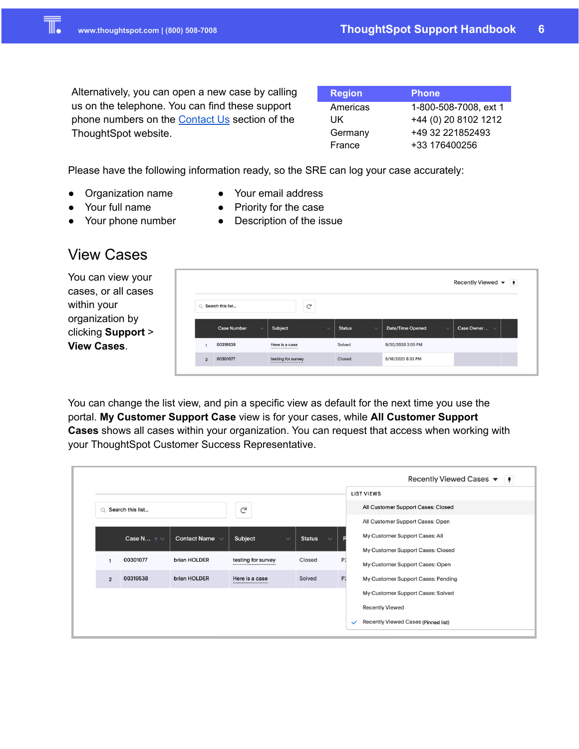Alternatively, you can open a new case by calling us on the telephone. You can find these support phone numbers on the Contact Us section of the ThoughtSpot website.

| Region | Phone |
|---|---|
| Americas | 1-800-508-7008, ext 1 |
| UK | +44 (0) 20 8102 1212 |
| Germany | +49 32 221852493 |
| France | +33 176400256 |

Please have the following information ready, so the SRE can log your case accurately:

- Organization name
- Your full name
- Your phone number
- Your email address
- Priority for the case
- Description of the issue

## View Cases

You can view your cases, or all cases within your organization by clicking **Support** > **View Cases**.

You can change the list view, and pin a specific view as default for the next time you use the portal. **My Customer Support Case** view is for your cases, while **All Customer Support Cases** shows all cases within your organization. You can request that access when working with your ThoughtSpot Customer Success Representative.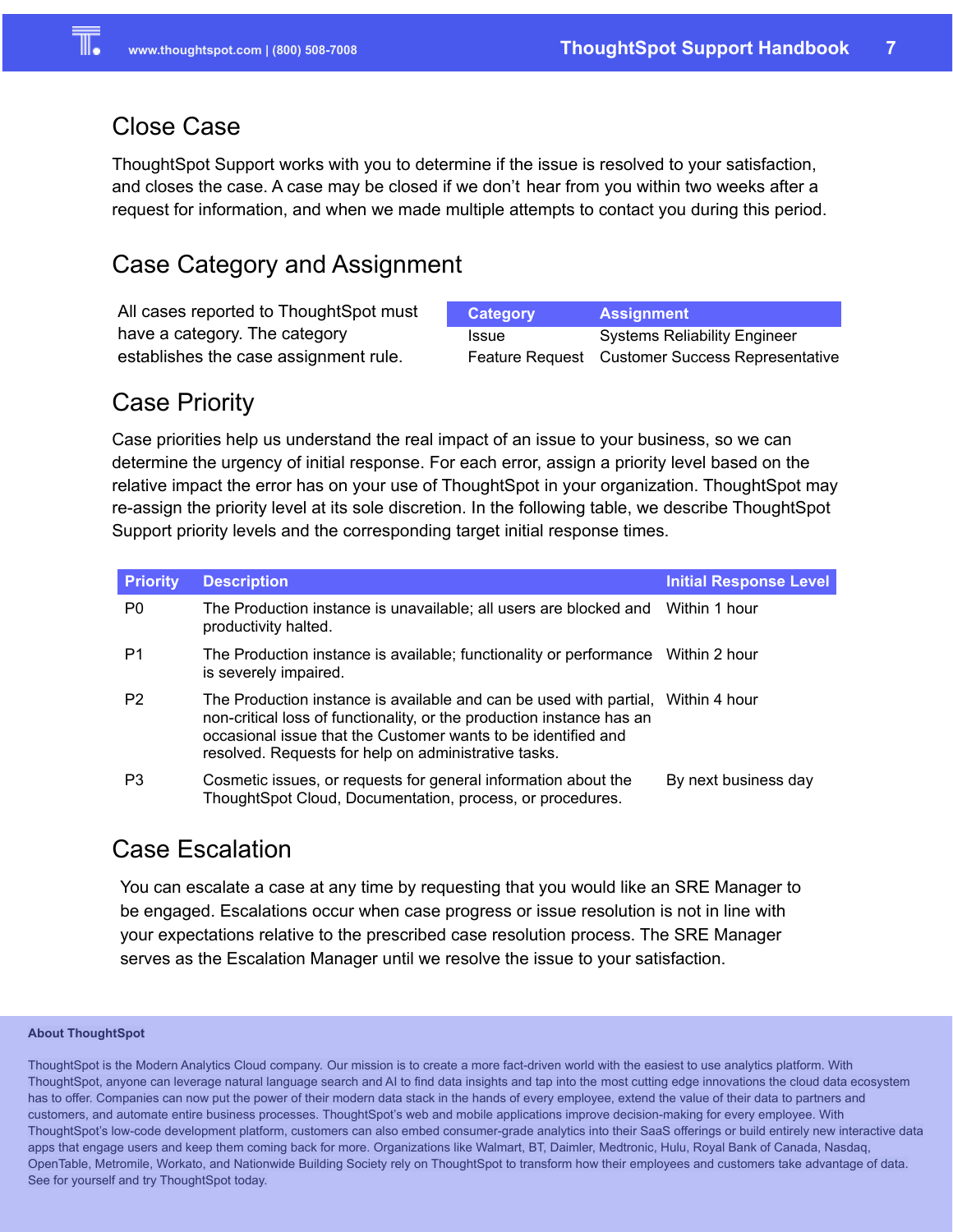## Close Case

ThoughtSpot Support works with you to determine if the issue is resolved to your satisfaction, and closes the case. A case may be closed if we don't hear from you within two weeks after a request for information, and when we made multiple attempts to contact you during this period.

## Case Category and Assignment

All cases reported to ThoughtSpot must have a category. The category establishes the case assignment rule.

| Category | Assignment |
|---|---|
| Issue | Systems Reliability Engineer |
| Feature Request | Customer Success Representative |

## Case Priority

Case priorities help us understand the real impact of an issue to your business, so we can determine the urgency of initial response. For each error, assign a priority level based on the relative impact the error has on your use of ThoughtSpot in your organization. ThoughtSpot may re-assign the priority level at its sole discretion. In the following table, we describe ThoughtSpot Support priority levels and the corresponding target initial response times.

| Priority | Description | Initial Response Level |
|---|---|---|
| P0 | The Production instance is unavailable; all users are blocked and productivity halted. | Within 1 hour |
| P1 | The Production instance is available; functionality or performance is severely impaired. | Within 2 hour |
| P2 | The Production instance is available and can be used with partial, non-critical loss of functionality, or the production instance has an occasional issue that the Customer wants to be identified and resolved. Requests for help on administrative tasks. | Within 4 hour |
| P3 | Cosmetic issues, or requests for general information about the ThoughtSpot Cloud, Documentation, process, or procedures. | By next business day |

## Case Escalation

You can escalate a case at any time by requesting that you would like an SRE Manager to be engaged. Escalations occur when case progress or issue resolution is not in line with your expectations relative to the prescribed case resolution process. The SRE Manager serves as the Escalation Manager until we resolve the issue to your satisfaction.

**About ThoughtSpot**

ThoughtSpot is the Modern Analytics Cloud company. Our mission is to create a more fact-driven world with the easiest to use analytics platform. With ThoughtSpot, anyone can leverage natural language search and AI to find data insights and tap into the most cutting edge innovations the cloud data ecosystem has to offer. Companies can now put the power of their modern data stack in the hands of every employee, extend the value of their data to partners and customers, and automate entire business processes. ThoughtSpot's web and mobile applications improve decision-making for every employee. With ThoughtSpot's low-code development platform, customers can also embed consumer-grade analytics into their SaaS offerings or build entirely new interactive data apps that engage users and keep them coming back for more. Organizations like Walmart, BT, Daimler, Medtronic, Hulu, Royal Bank of Canada, Nasdaq, OpenTable, Metromile, Workato, and Nationwide Building Society rely on ThoughtSpot to transform how their employees and customers take advantage of data. See for yourself and try ThoughtSpot today.